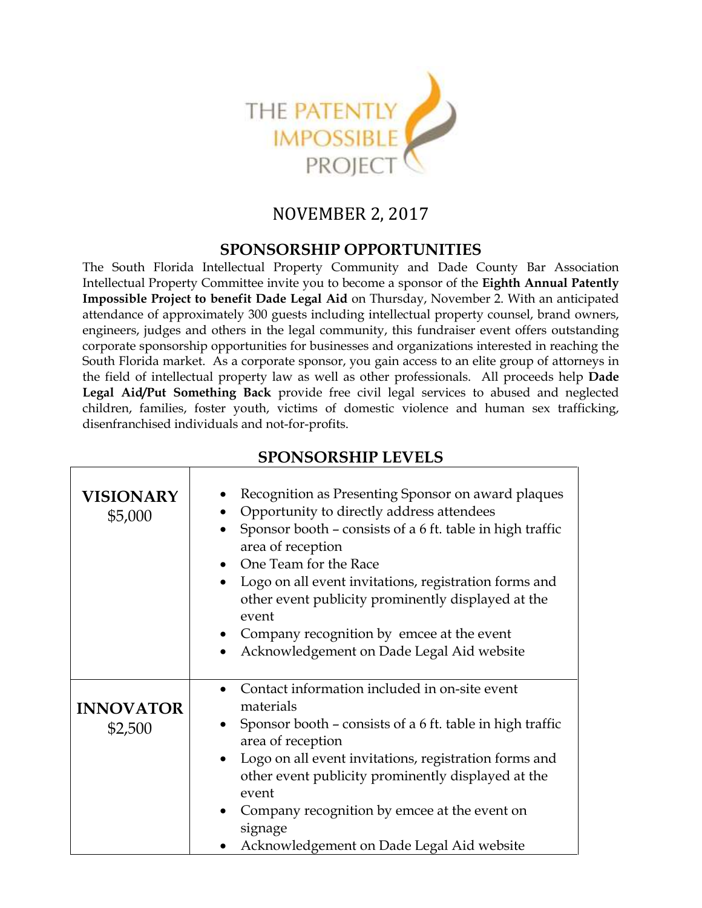# THE PATENTLY IMPOSSIBLE PROJECT

## NOVEMBER 2, 2017

## SPONSORSHIP OPPORTUNITIES

The South Florida Intellectual Property Community and Dade County Bar Association Intellectual Property Committee invite you to become a sponsor of the **Eighth Annual Patently Impossible Project to benefit Dade Legal Aid** on Thursday, November 2. With an anticipated attendance of approximately 300 guests including intellectual property counsel, brand owners, engineers, judges and others in the legal community, this fundraiser event offers outstanding corporate sponsorship opportunities for businesses and organizations interested in reaching the South Florida market. As a corporate sponsor, you gain access to an elite group of attorneys in the field of intellectual property law as well as other professionals. All proceeds help **Dade Legal Aid/Put Something Back** provide free civil legal services to abused and neglected children, families, foster youth, victims of domestic violence and human sex trafficking, disenfranchised individuals and not-for-profits.

## SPONSORSHIP LEVELS

| Level | Benefits |
|---|---|
| **VISIONARY** $5,000 | • Recognition as Presenting Sponsor on award plaques<br>• Opportunity to directly address attendees<br>• Sponsor booth – consists of a 6 ft. table in high traffic area of reception<br>• One Team for the Race<br>• Logo on all event invitations, registration forms and other event publicity prominently displayed at the event<br>• Company recognition by emcee at the event<br>• Acknowledgement on Dade Legal Aid website |
| **INNOVATOR** $2,500 | • Contact information included in on-site event materials<br>• Sponsor booth – consists of a 6 ft. table in high traffic area of reception<br>• Logo on all event invitations, registration forms and other event publicity prominently displayed at the event<br>• Company recognition by emcee at the event on signage<br>• Acknowledgement on Dade Legal Aid website |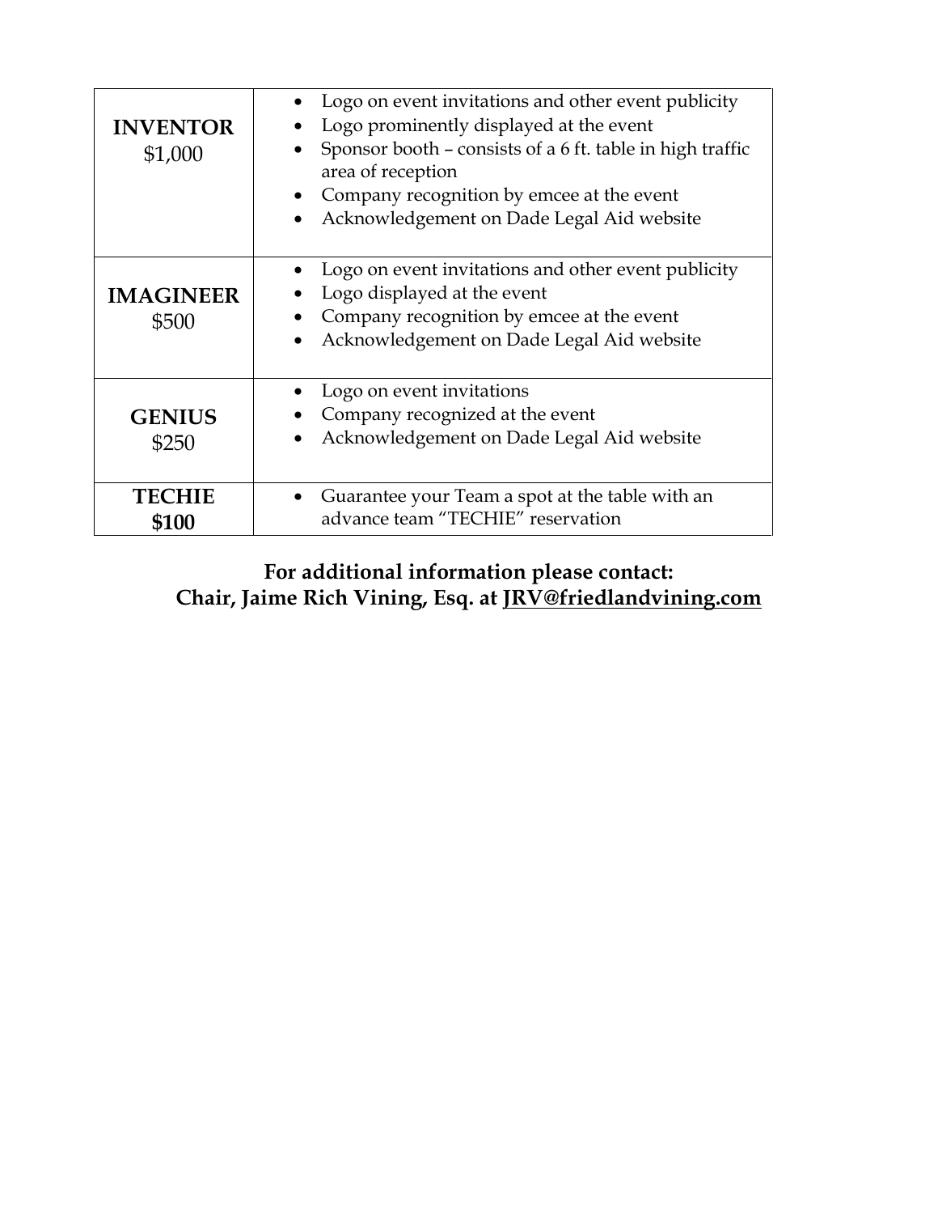| | |
|---|---|
| **INVENTOR** $1,000 | • Logo on event invitations and other event publicity<br>• Logo prominently displayed at the event<br>• Sponsor booth – consists of a 6 ft. table in high traffic area of reception<br>• Company recognition by emcee at the event<br>• Acknowledgement on Dade Legal Aid website |
| **IMAGINEER** $500 | • Logo on event invitations and other event publicity<br>• Logo displayed at the event<br>• Company recognition by emcee at the event<br>• Acknowledgement on Dade Legal Aid website |
| **GENIUS** $250 | • Logo on event invitations<br>• Company recognized at the event<br>• Acknowledgement on Dade Legal Aid website |
| **TECHIE** **$100** | • Guarantee your Team a spot at the table with an advance team "TECHIE" reservation |

**For additional information please contact:**
**Chair, Jaime Rich Vining, Esq. at JRV@friedlandvining.com**